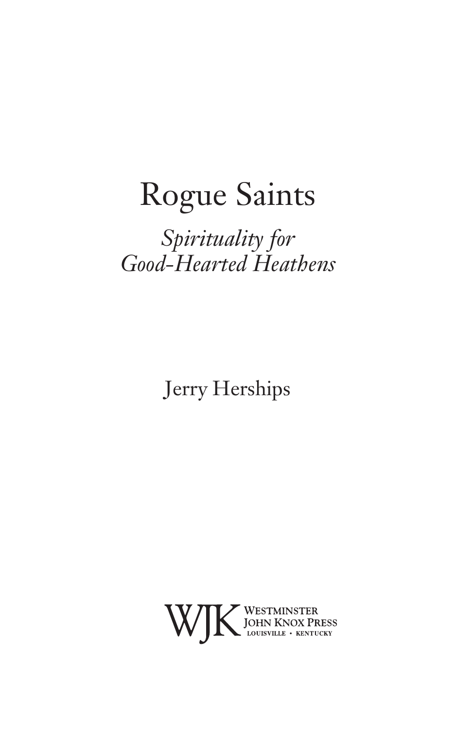# Rogue Saints

*Spirituality for Good-Hearted Heathens*

Jerry Herships

WJK Westminster John Knox Press
Louisville • Kentucky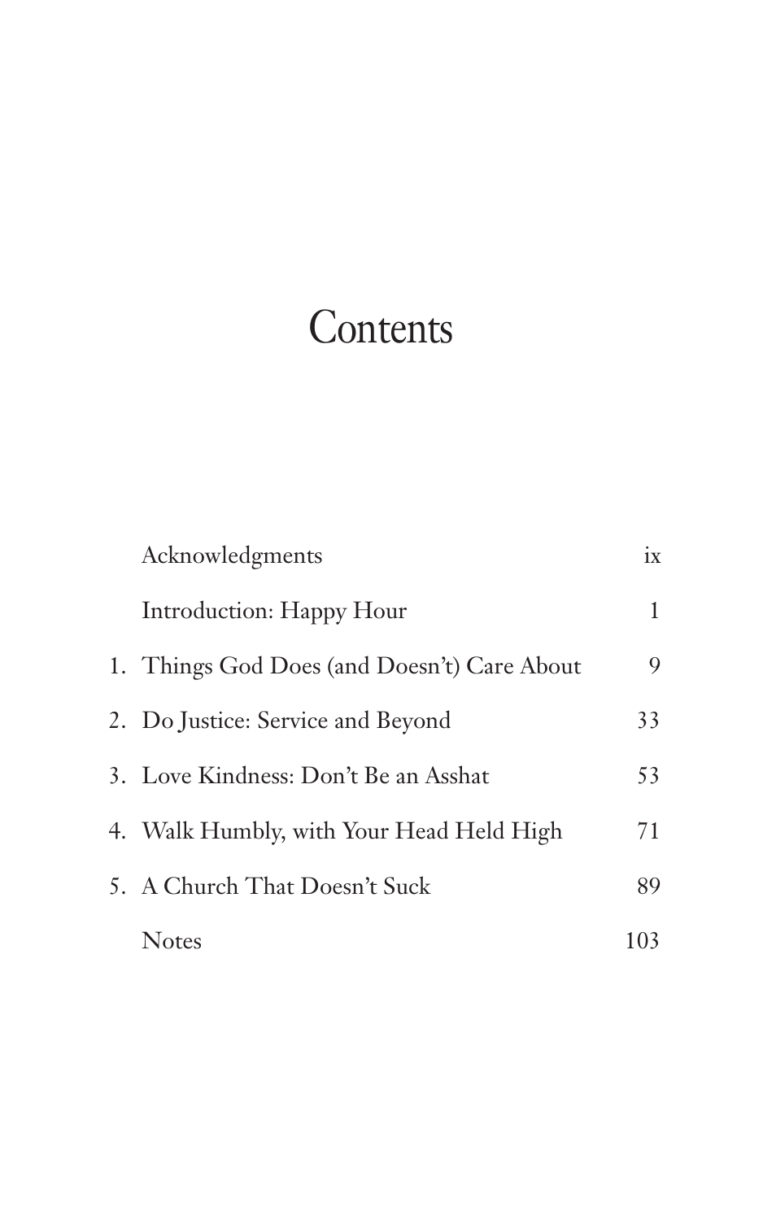# Contents

| | | |
|---|---|---|
| | Acknowledgments | ix |
| | Introduction: Happy Hour | 1 |
| 1. | Things God Does (and Doesn't) Care About | 9 |
| 2. | Do Justice: Service and Beyond | 33 |
| 3. | Love Kindness: Don't Be an Asshat | 53 |
| 4. | Walk Humbly, with Your Head Held High | 71 |
| 5. | A Church That Doesn't Suck | 89 |
| | Notes | 103 |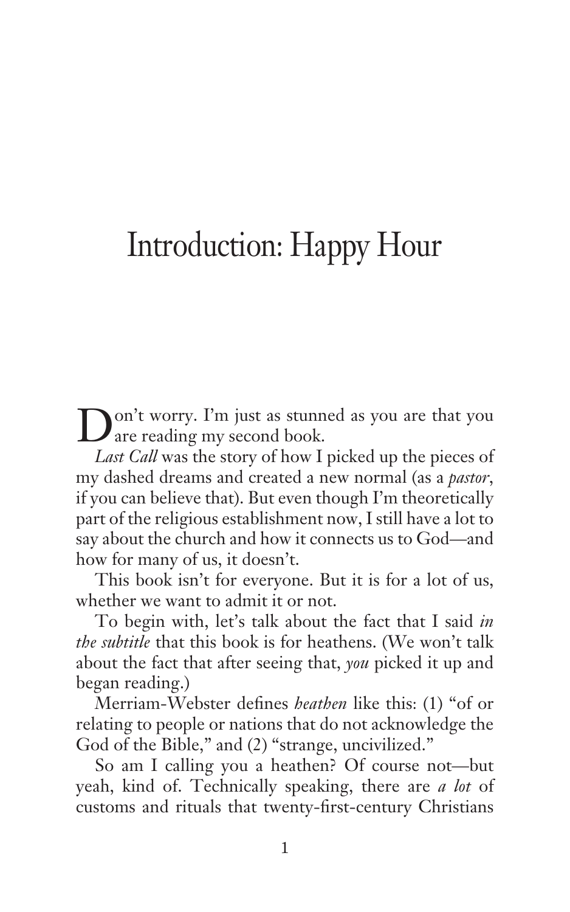# Introduction: Happy Hour

Don't worry. I'm just as stunned as you are that you are reading my second book.

*Last Call* was the story of how I picked up the pieces of my dashed dreams and created a new normal (as a *pastor*, if you can believe that). But even though I'm theoretically part of the religious establishment now, I still have a lot to say about the church and how it connects us to God—and how for many of us, it doesn't.

This book isn't for everyone. But it is for a lot of us, whether we want to admit it or not.

To begin with, let's talk about the fact that I said *in the subtitle* that this book is for heathens. (We won't talk about the fact that after seeing that, *you* picked it up and began reading.)

Merriam-Webster defines *heathen* like this: (1) "of or relating to people or nations that do not acknowledge the God of the Bible," and (2) "strange, uncivilized."

So am I calling you a heathen? Of course not—but yeah, kind of. Technically speaking, there are *a lot* of customs and rituals that twenty-first-century Christians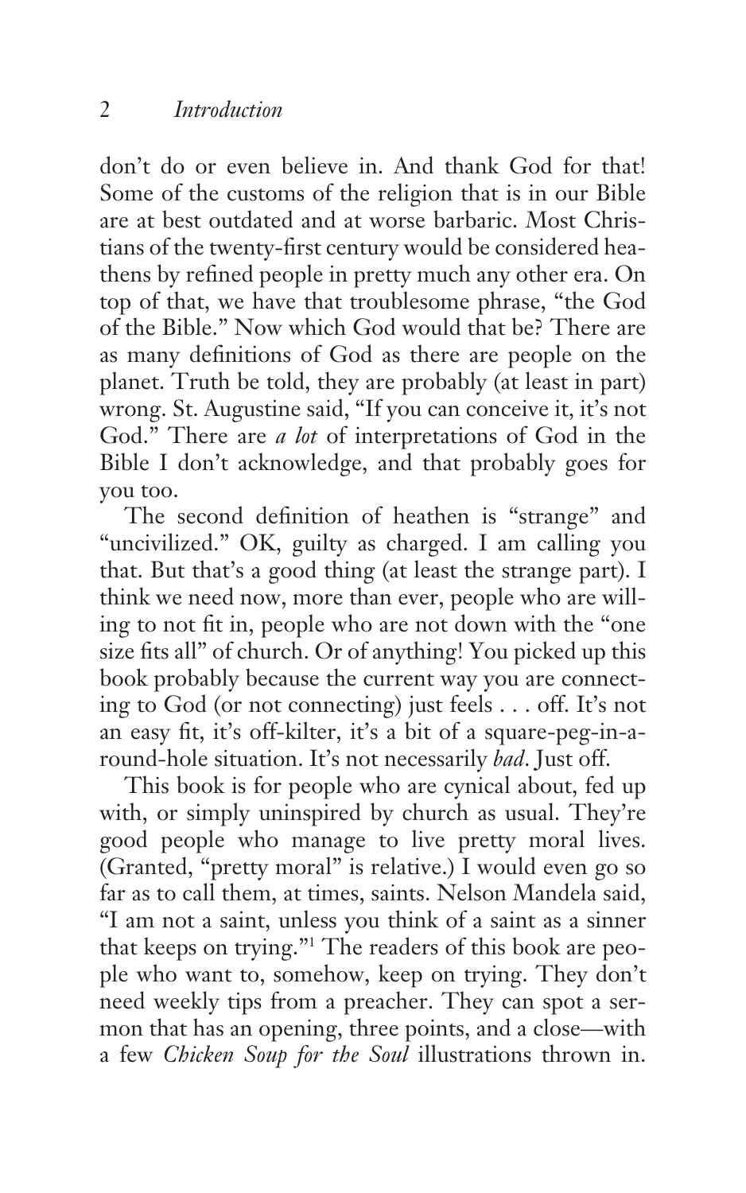don't do or even believe in. And thank God for that! Some of the customs of the religion that is in our Bible are at best outdated and at worse barbaric. Most Christians of the twenty-first century would be considered heathens by refined people in pretty much any other era. On top of that, we have that troublesome phrase, "the God of the Bible." Now which God would that be? There are as many definitions of God as there are people on the planet. Truth be told, they are probably (at least in part) wrong. St. Augustine said, "If you can conceive it, it's not God." There are *a lot* of interpretations of God in the Bible I don't acknowledge, and that probably goes for you too.

The second definition of heathen is "strange" and "uncivilized." OK, guilty as charged. I am calling you that. But that's a good thing (at least the strange part). I think we need now, more than ever, people who are willing to not fit in, people who are not down with the "one size fits all" of church. Or of anything! You picked up this book probably because the current way you are connecting to God (or not connecting) just feels . . . off. It's not an easy fit, it's off-kilter, it's a bit of a square-peg-in-a-round-hole situation. It's not necessarily *bad*. Just off.

This book is for people who are cynical about, fed up with, or simply uninspired by church as usual. They're good people who manage to live pretty moral lives. (Granted, "pretty moral" is relative.) I would even go so far as to call them, at times, saints. Nelson Mandela said, "I am not a saint, unless you think of a saint as a sinner that keeps on trying."[1] The readers of this book are people who want to, somehow, keep on trying. They don't need weekly tips from a preacher. They can spot a sermon that has an opening, three points, and a close—with a few *Chicken Soup for the Soul* illustrations thrown in.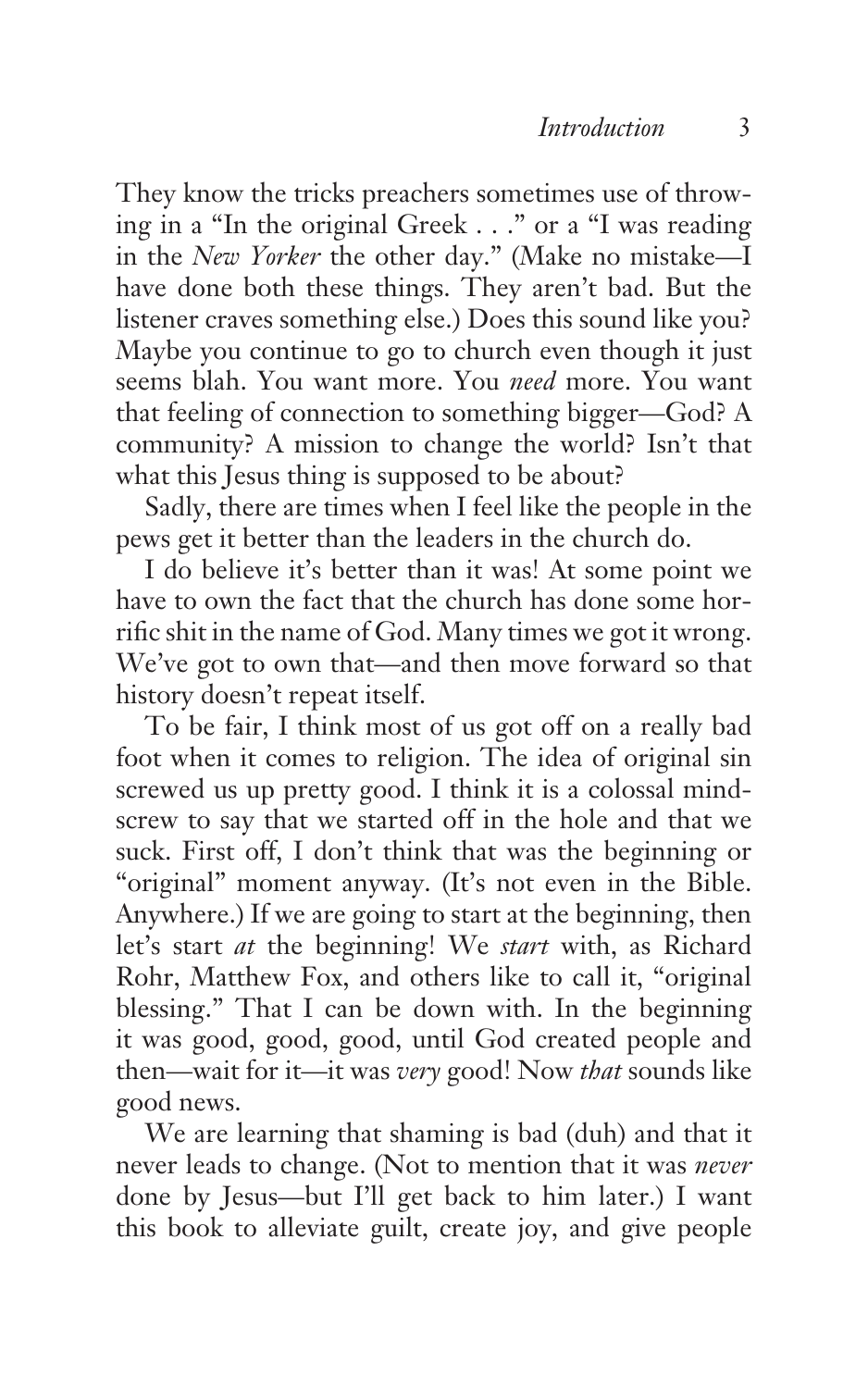They know the tricks preachers sometimes use of throwing in a "In the original Greek . . ." or a "I was reading in the *New Yorker* the other day." (Make no mistake—I have done both these things. They aren't bad. But the listener craves something else.) Does this sound like you? Maybe you continue to go to church even though it just seems blah. You want more. You *need* more. You want that feeling of connection to something bigger—God? A community? A mission to change the world? Isn't that what this Jesus thing is supposed to be about?

Sadly, there are times when I feel like the people in the pews get it better than the leaders in the church do.

I do believe it's better than it was! At some point we have to own the fact that the church has done some horrific shit in the name of God. Many times we got it wrong. We've got to own that—and then move forward so that history doesn't repeat itself.

To be fair, I think most of us got off on a really bad foot when it comes to religion. The idea of original sin screwed us up pretty good. I think it is a colossal mindscrew to say that we started off in the hole and that we suck. First off, I don't think that was the beginning or "original" moment anyway. (It's not even in the Bible. Anywhere.) If we are going to start at the beginning, then let's start *at* the beginning! We *start* with, as Richard Rohr, Matthew Fox, and others like to call it, "original blessing." That I can be down with. In the beginning it was good, good, good, until God created people and then—wait for it—it was *very* good! Now *that* sounds like good news.

We are learning that shaming is bad (duh) and that it never leads to change. (Not to mention that it was *never* done by Jesus—but I'll get back to him later.) I want this book to alleviate guilt, create joy, and give people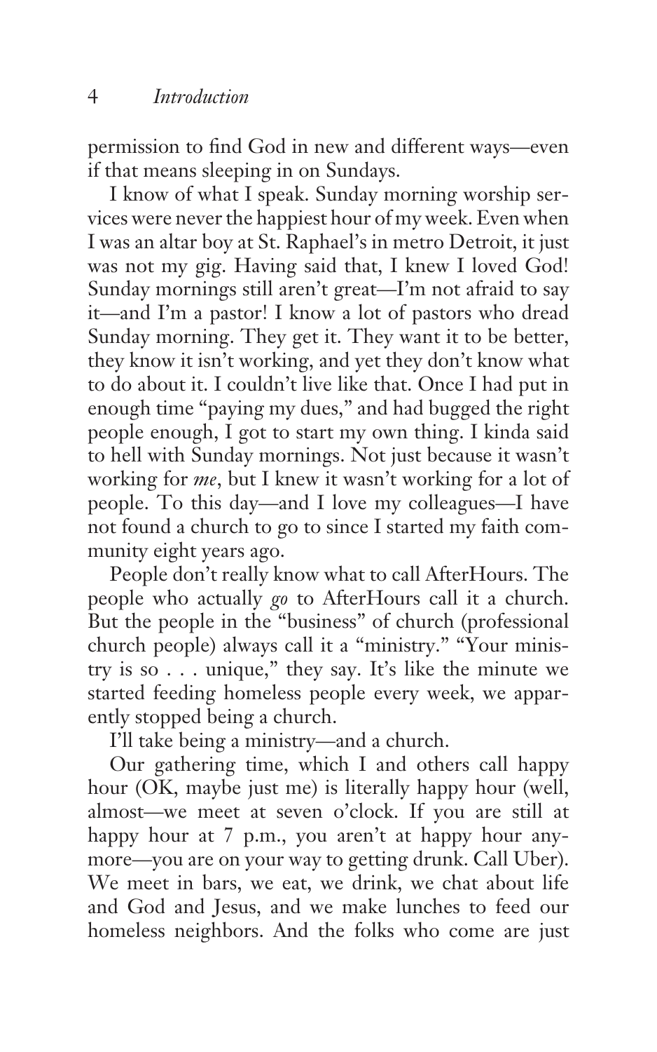permission to find God in new and different ways—even if that means sleeping in on Sundays.

I know of what I speak. Sunday morning worship services were never the happiest hour of my week. Even when I was an altar boy at St. Raphael's in metro Detroit, it just was not my gig. Having said that, I knew I loved God! Sunday mornings still aren't great—I'm not afraid to say it—and I'm a pastor! I know a lot of pastors who dread Sunday morning. They get it. They want it to be better, they know it isn't working, and yet they don't know what to do about it. I couldn't live like that. Once I had put in enough time "paying my dues," and had bugged the right people enough, I got to start my own thing. I kinda said to hell with Sunday mornings. Not just because it wasn't working for *me*, but I knew it wasn't working for a lot of people. To this day—and I love my colleagues—I have not found a church to go to since I started my faith community eight years ago.

People don't really know what to call AfterHours. The people who actually *go* to AfterHours call it a church. But the people in the "business" of church (professional church people) always call it a "ministry." "Your ministry is so . . . unique," they say. It's like the minute we started feeding homeless people every week, we apparently stopped being a church.

I'll take being a ministry—and a church.

Our gathering time, which I and others call happy hour (OK, maybe just me) is literally happy hour (well, almost—we meet at seven o'clock. If you are still at happy hour at 7 p.m., you aren't at happy hour anymore—you are on your way to getting drunk. Call Uber). We meet in bars, we eat, we drink, we chat about life and God and Jesus, and we make lunches to feed our homeless neighbors. And the folks who come are just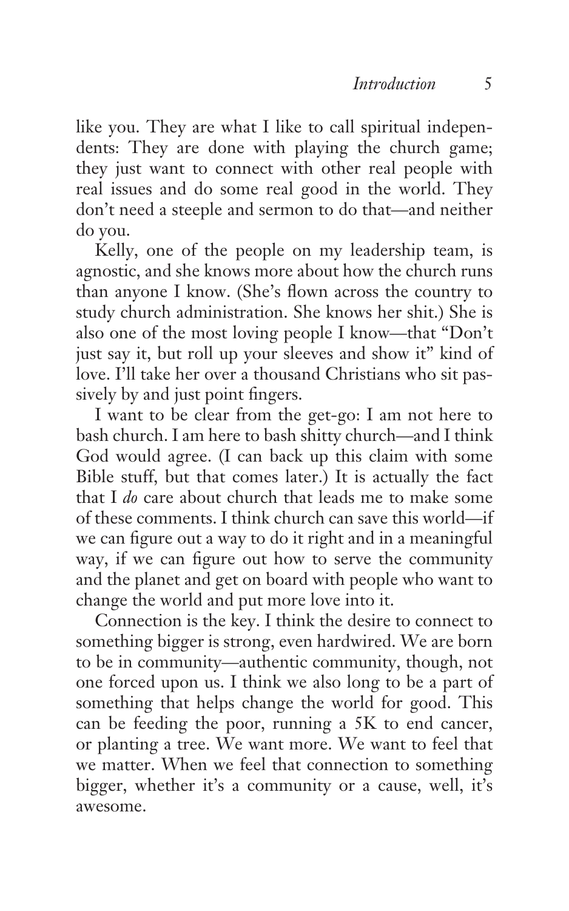like you. They are what I like to call spiritual independents: They are done with playing the church game; they just want to connect with other real people with real issues and do some real good in the world. They don't need a steeple and sermon to do that—and neither do you.

Kelly, one of the people on my leadership team, is agnostic, and she knows more about how the church runs than anyone I know. (She's flown across the country to study church administration. She knows her shit.) She is also one of the most loving people I know—that "Don't just say it, but roll up your sleeves and show it" kind of love. I'll take her over a thousand Christians who sit passively by and just point fingers.

I want to be clear from the get-go: I am not here to bash church. I am here to bash shitty church—and I think God would agree. (I can back up this claim with some Bible stuff, but that comes later.) It is actually the fact that I *do* care about church that leads me to make some of these comments. I think church can save this world—if we can figure out a way to do it right and in a meaningful way, if we can figure out how to serve the community and the planet and get on board with people who want to change the world and put more love into it.

Connection is the key. I think the desire to connect to something bigger is strong, even hardwired. We are born to be in community—authentic community, though, not one forced upon us. I think we also long to be a part of something that helps change the world for good. This can be feeding the poor, running a 5K to end cancer, or planting a tree. We want more. We want to feel that we matter. When we feel that connection to something bigger, whether it's a community or a cause, well, it's awesome.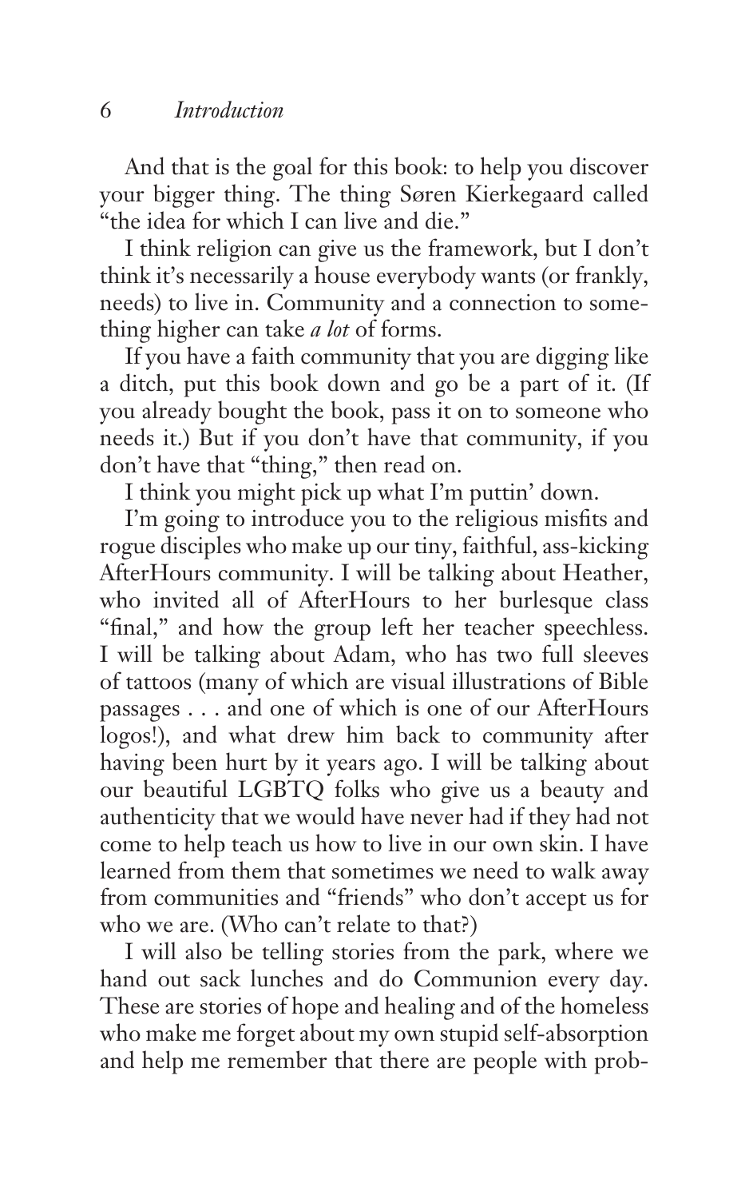And that is the goal for this book: to help you discover your bigger thing. The thing Søren Kierkegaard called "the idea for which I can live and die."

I think religion can give us the framework, but I don't think it's necessarily a house everybody wants (or frankly, needs) to live in. Community and a connection to something higher can take *a lot* of forms.

If you have a faith community that you are digging like a ditch, put this book down and go be a part of it. (If you already bought the book, pass it on to someone who needs it.) But if you don't have that community, if you don't have that "thing," then read on.

I think you might pick up what I'm puttin' down.

I'm going to introduce you to the religious misfits and rogue disciples who make up our tiny, faithful, ass-kicking AfterHours community. I will be talking about Heather, who invited all of AfterHours to her burlesque class "final," and how the group left her teacher speechless. I will be talking about Adam, who has two full sleeves of tattoos (many of which are visual illustrations of Bible passages . . . and one of which is one of our AfterHours logos!), and what drew him back to community after having been hurt by it years ago. I will be talking about our beautiful LGBTQ folks who give us a beauty and authenticity that we would have never had if they had not come to help teach us how to live in our own skin. I have learned from them that sometimes we need to walk away from communities and "friends" who don't accept us for who we are. (Who can't relate to that?)

I will also be telling stories from the park, where we hand out sack lunches and do Communion every day. These are stories of hope and healing and of the homeless who make me forget about my own stupid self-absorption and help me remember that there are people with prob-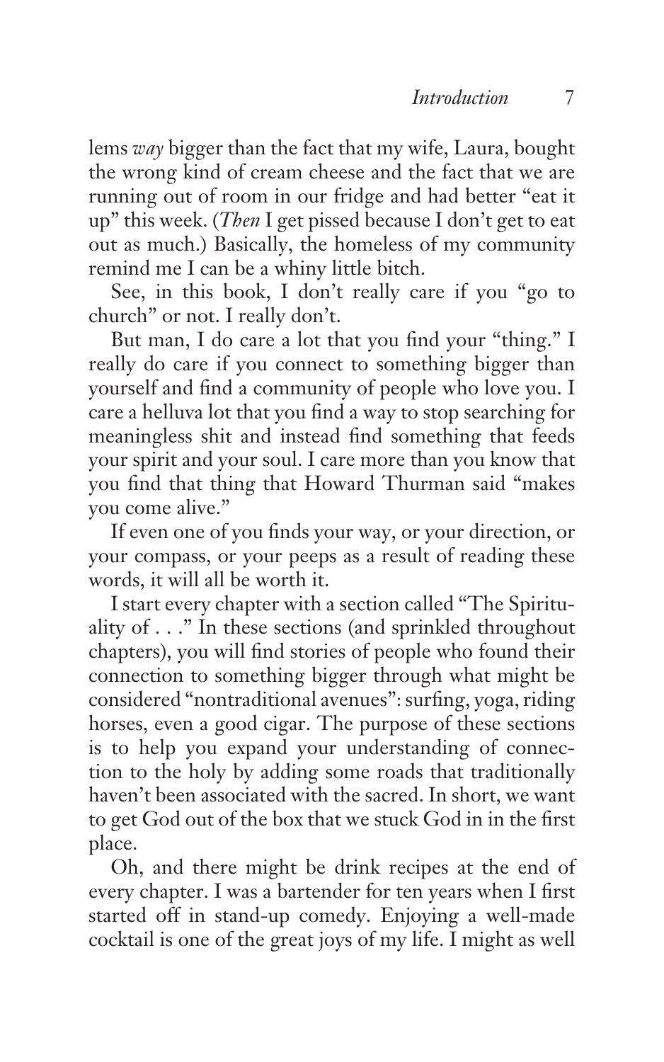lems *way* bigger than the fact that my wife, Laura, bought the wrong kind of cream cheese and the fact that we are running out of room in our fridge and had better "eat it up" this week. (*Then* I get pissed because I don't get to eat out as much.) Basically, the homeless of my community remind me I can be a whiny little bitch.

See, in this book, I don't really care if you "go to church" or not. I really don't.

But man, I do care a lot that you find your "thing." I really do care if you connect to something bigger than yourself and find a community of people who love you. I care a helluva lot that you find a way to stop searching for meaningless shit and instead find something that feeds your spirit and your soul. I care more than you know that you find that thing that Howard Thurman said "makes you come alive."

If even one of you finds your way, or your direction, or your compass, or your peeps as a result of reading these words, it will all be worth it.

I start every chapter with a section called "The Spirituality of . . ." In these sections (and sprinkled throughout chapters), you will find stories of people who found their connection to something bigger through what might be considered "nontraditional avenues": surfing, yoga, riding horses, even a good cigar. The purpose of these sections is to help you expand your understanding of connection to the holy by adding some roads that traditionally haven't been associated with the sacred. In short, we want to get God out of the box that we stuck God in in the first place.

Oh, and there might be drink recipes at the end of every chapter. I was a bartender for ten years when I first started off in stand-up comedy. Enjoying a well-made cocktail is one of the great joys of my life. I might as well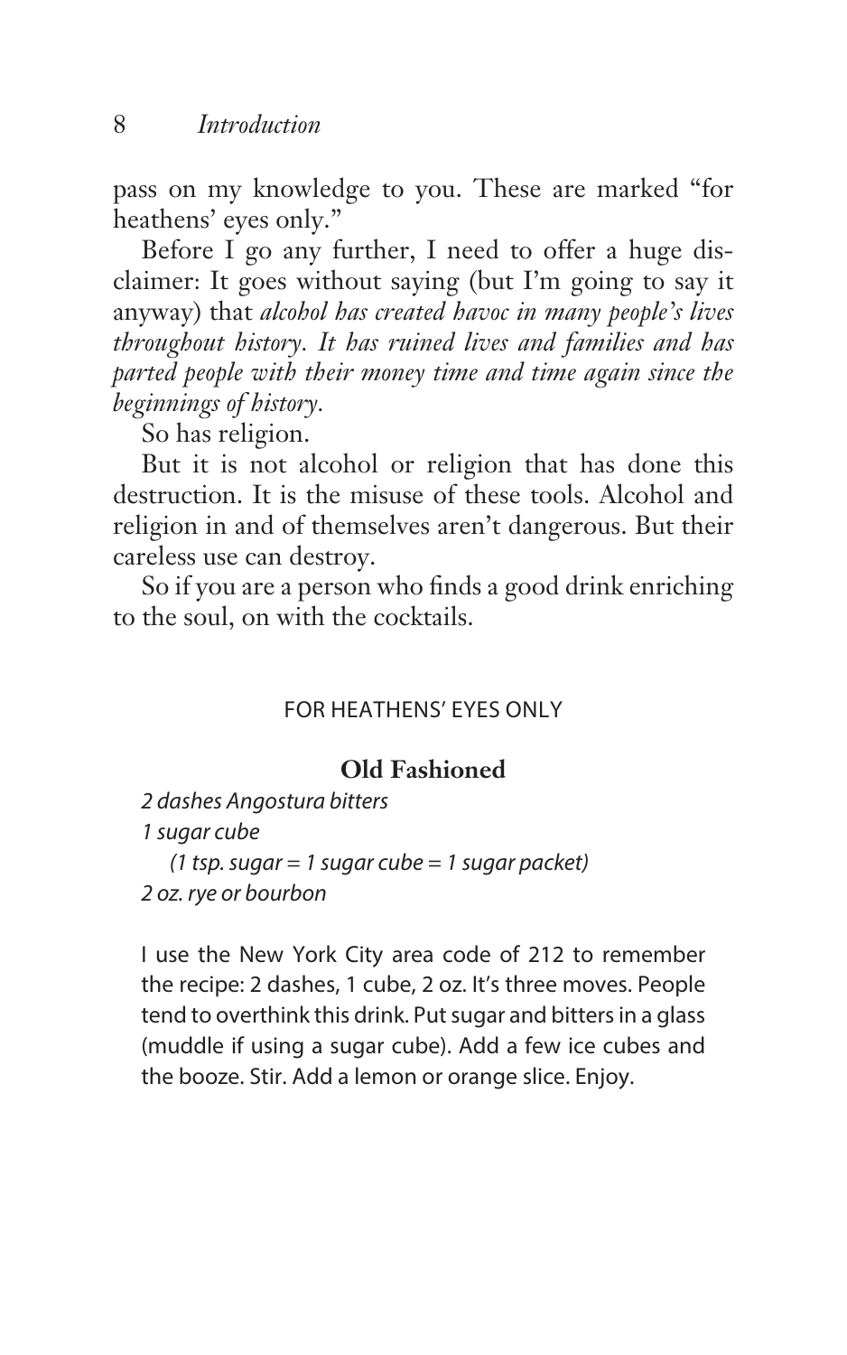pass on my knowledge to you. These are marked "for heathens' eyes only."

Before I go any further, I need to offer a huge disclaimer: It goes without saying (but I'm going to say it anyway) that *alcohol has created havoc in many people's lives throughout history. It has ruined lives and families and has parted people with their money time and time again since the beginnings of history.*

So has religion.

But it is not alcohol or religion that has done this destruction. It is the misuse of these tools. Alcohol and religion in and of themselves aren't dangerous. But their careless use can destroy.

So if you are a person who finds a good drink enriching to the soul, on with the cocktails.

FOR HEATHENS' EYES ONLY

### Old Fashioned

*2 dashes Angostura bitters*
*1 sugar cube*
*(1 tsp. sugar = 1 sugar cube = 1 sugar packet)*
*2 oz. rye or bourbon*

I use the New York City area code of 212 to remember the recipe: 2 dashes, 1 cube, 2 oz. It's three moves. People tend to overthink this drink. Put sugar and bitters in a glass (muddle if using a sugar cube). Add a few ice cubes and the booze. Stir. Add a lemon or orange slice. Enjoy.